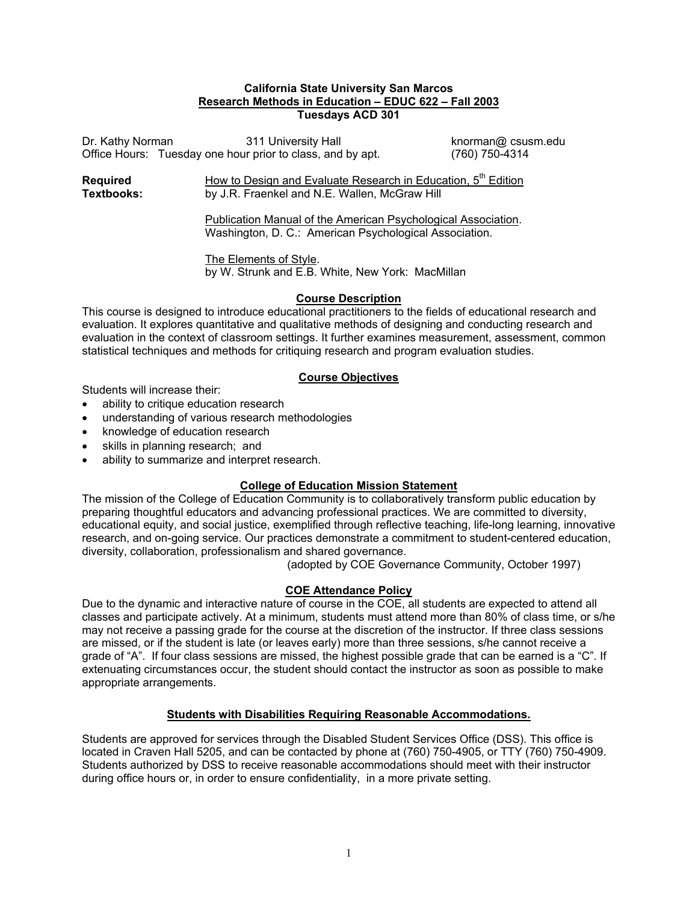**California State University San Marcos**
**Research Methods in Education – EDUC 622 – Fall 2003**
**Tuesdays ACD 301**

Dr. Kathy Norman    311 University Hall    knorman@ csusm.edu
Office Hours: Tuesday one hour prior to class, and by apt.    (760) 750-4314

**Required Textbooks:**

How to Design and Evaluate Research in Education, 5th Edition
by J.R. Fraenkel and N.E. Wallen, McGraw Hill

Publication Manual of the American Psychological Association.
Washington, D. C.: American Psychological Association.

The Elements of Style.
by W. Strunk and E.B. White, New York: MacMillan

## Course Description

This course is designed to introduce educational practitioners to the fields of educational research and evaluation. It explores quantitative and qualitative methods of designing and conducting research and evaluation in the context of classroom settings. It further examines measurement, assessment, common statistical techniques and methods for critiquing research and program evaluation studies.

## Course Objectives

Students will increase their:

- ability to critique education research
- understanding of various research methodologies
- knowledge of education research
- skills in planning research; and
- ability to summarize and interpret research.

## College of Education Mission Statement

The mission of the College of Education Community is to collaboratively transform public education by preparing thoughtful educators and advancing professional practices. We are committed to diversity, educational equity, and social justice, exemplified through reflective teaching, life-long learning, innovative research, and on-going service. Our practices demonstrate a commitment to student-centered education, diversity, collaboration, professionalism and shared governance.

(adopted by COE Governance Community, October 1997)

## COE Attendance Policy

Due to the dynamic and interactive nature of course in the COE, all students are expected to attend all classes and participate actively. At a minimum, students must attend more than 80% of class time, or s/he may not receive a passing grade for the course at the discretion of the instructor. If three class sessions are missed, or if the student is late (or leaves early) more than three sessions, s/he cannot receive a grade of "A". If four class sessions are missed, the highest possible grade that can be earned is a "C". If extenuating circumstances occur, the student should contact the instructor as soon as possible to make appropriate arrangements.

## Students with Disabilities Requiring Reasonable Accommodations.

Students are approved for services through the Disabled Student Services Office (DSS). This office is located in Craven Hall 5205, and can be contacted by phone at (760) 750-4905, or TTY (760) 750-4909. Students authorized by DSS to receive reasonable accommodations should meet with their instructor during office hours or, in order to ensure confidentiality, in a more private setting.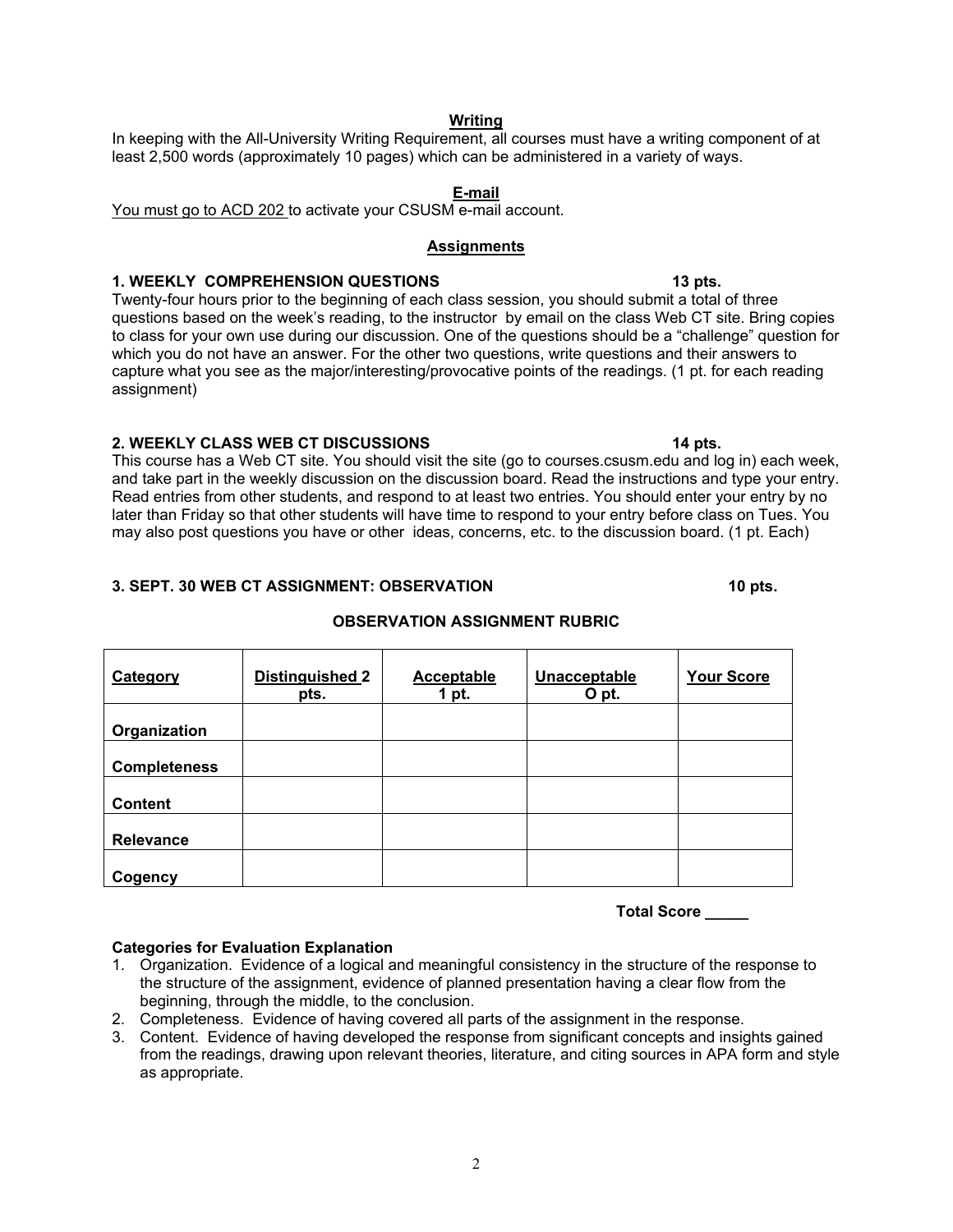## Writing

In keeping with the All-University Writing Requirement, all courses must have a writing component of at least 2,500 words (approximately 10 pages) which can be administered in a variety of ways.

## E-mail

You must go to ACD 202 to activate your CSUSM e-mail account.

## Assignments

**1. WEEKLY COMPREHENSION QUESTIONS 13 pts.**

Twenty-four hours prior to the beginning of each class session, you should submit a total of three questions based on the week's reading, to the instructor by email on the class Web CT site. Bring copies to class for your own use during our discussion. One of the questions should be a "challenge" question for which you do not have an answer. For the other two questions, write questions and their answers to capture what you see as the major/interesting/provocative points of the readings. (1 pt. for each reading assignment)

**2. WEEKLY CLASS WEB CT DISCUSSIONS 14 pts.**

This course has a Web CT site. You should visit the site (go to courses.csusm.edu and log in) each week, and take part in the weekly discussion on the discussion board. Read the instructions and type your entry. Read entries from other students, and respond to at least two entries. You should enter your entry by no later than Friday so that other students will have time to respond to your entry before class on Tues. You may also post questions you have or other ideas, concerns, etc. to the discussion board. (1 pt. Each)

**3. SEPT. 30 WEB CT ASSIGNMENT: OBSERVATION 10 pts.**

**OBSERVATION ASSIGNMENT RUBRIC**

| Category | Distinguished 2 pts. | Acceptable 1 pt. | Unacceptable O pt. | Your Score |
|---|---|---|---|---|
| **Organization** | | | | |
| **Completeness** | | | | |
| **Content** | | | | |
| **Relevance** | | | | |
| **Cogency** | | | | |

**Total Score _____**

**Categories for Evaluation Explanation**

1. Organization. Evidence of a logical and meaningful consistency in the structure of the response to the structure of the assignment, evidence of planned presentation having a clear flow from the beginning, through the middle, to the conclusion.
2. Completeness. Evidence of having covered all parts of the assignment in the response.
3. Content. Evidence of having developed the response from significant concepts and insights gained from the readings, drawing upon relevant theories, literature, and citing sources in APA form and style as appropriate.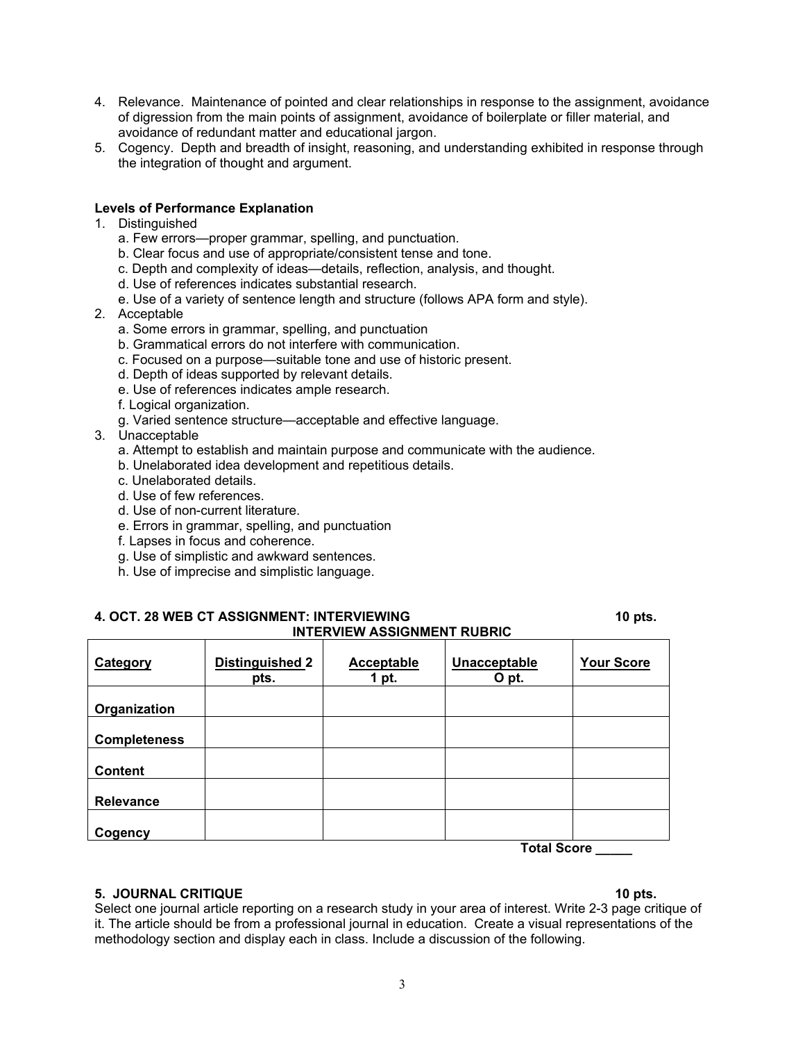4. Relevance. Maintenance of pointed and clear relationships in response to the assignment, avoidance of digression from the main points of assignment, avoidance of boilerplate or filler material, and avoidance of redundant matter and educational jargon.
5. Cogency. Depth and breadth of insight, reasoning, and understanding exhibited in response through the integration of thought and argument.

**Levels of Performance Explanation**

1. Distinguished
   a. Few errors—proper grammar, spelling, and punctuation.
   b. Clear focus and use of appropriate/consistent tense and tone.
   c. Depth and complexity of ideas—details, reflection, analysis, and thought.
   d. Use of references indicates substantial research.
   e. Use of a variety of sentence length and structure (follows APA form and style).
2. Acceptable
   a. Some errors in grammar, spelling, and punctuation
   b. Grammatical errors do not interfere with communication.
   c. Focused on a purpose—suitable tone and use of historic present.
   d. Depth of ideas supported by relevant details.
   e. Use of references indicates ample research.
   f. Logical organization.
   g. Varied sentence structure—acceptable and effective language.
3. Unacceptable
   a. Attempt to establish and maintain purpose and communicate with the audience.
   b. Unelaborated idea development and repetitious details.
   c. Unelaborated details.
   d. Use of few references.
   d. Use of non-current literature.
   e. Errors in grammar, spelling, and punctuation
   f. Lapses in focus and coherence.
   g. Use of simplistic and awkward sentences.
   h. Use of imprecise and simplistic language.

**4. OCT. 28 WEB CT ASSIGNMENT: INTERVIEWING 10 pts.**

**INTERVIEW ASSIGNMENT RUBRIC**

| **Category** | **Distinguished 2 pts.** | **Acceptable 1 pt.** | **Unacceptable O pt.** | **Your Score** |
|---|---|---|---|---|
| **Organization** | | | | |
| **Completeness** | | | | |
| **Content** | | | | |
| **Relevance** | | | | |
| **Cogency** | | | | |

**Total Score _____**

**5. JOURNAL CRITIQUE 10 pts.**

Select one journal article reporting on a research study in your area of interest. Write 2-3 page critique of it. The article should be from a professional journal in education. Create a visual representations of the methodology section and display each in class. Include a discussion of the following.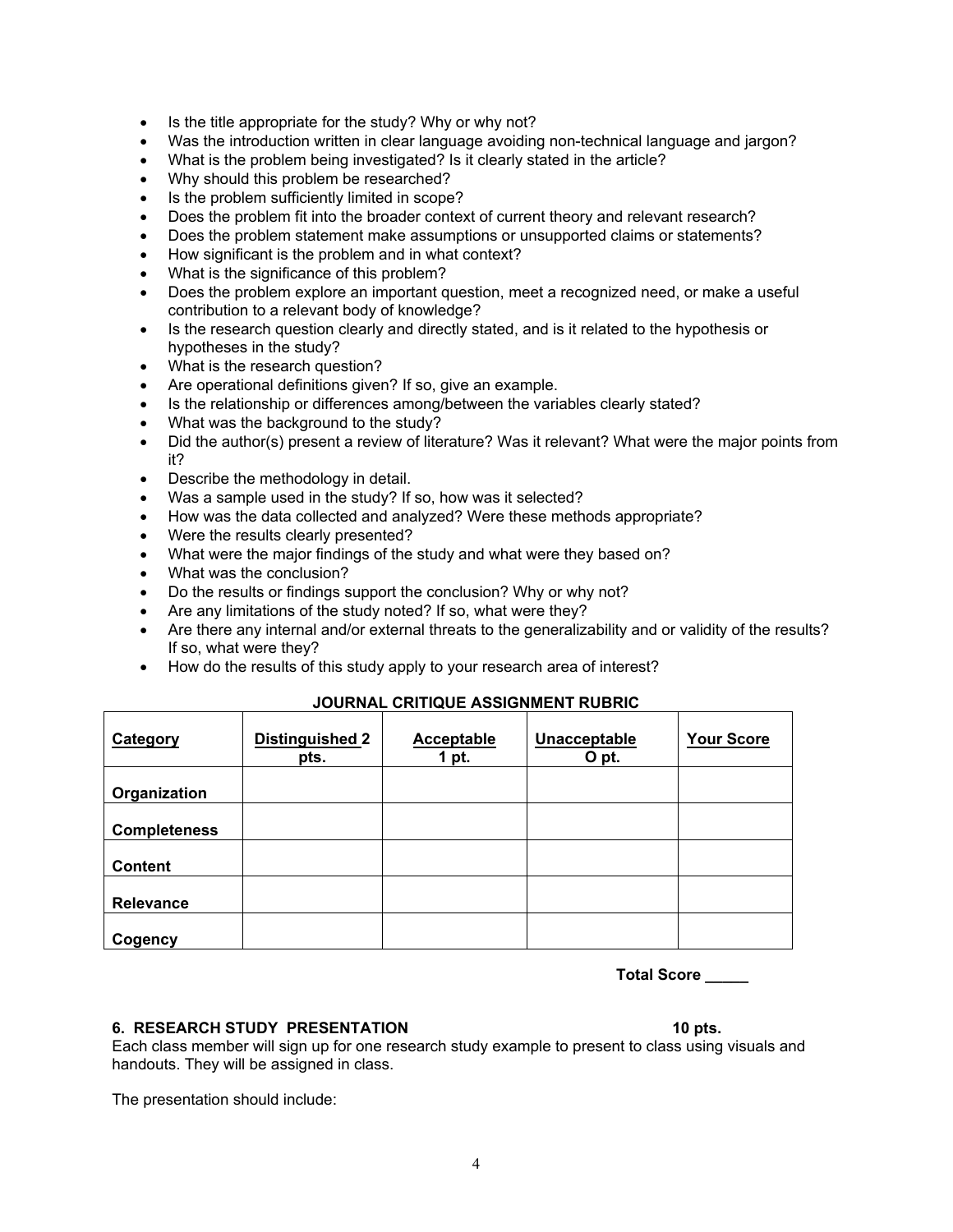- Is the title appropriate for the study? Why or why not?
- Was the introduction written in clear language avoiding non-technical language and jargon?
- What is the problem being investigated? Is it clearly stated in the article?
- Why should this problem be researched?
- Is the problem sufficiently limited in scope?
- Does the problem fit into the broader context of current theory and relevant research?
- Does the problem statement make assumptions or unsupported claims or statements?
- How significant is the problem and in what context?
- What is the significance of this problem?
- Does the problem explore an important question, meet a recognized need, or make a useful contribution to a relevant body of knowledge?
- Is the research question clearly and directly stated, and is it related to the hypothesis or hypotheses in the study?
- What is the research question?
- Are operational definitions given? If so, give an example.
- Is the relationship or differences among/between the variables clearly stated?
- What was the background to the study?
- Did the author(s) present a review of literature? Was it relevant? What were the major points from it?
- Describe the methodology in detail.
- Was a sample used in the study? If so, how was it selected?
- How was the data collected and analyzed? Were these methods appropriate?
- Were the results clearly presented?
- What were the major findings of the study and what were they based on?
- What was the conclusion?
- Do the results or findings support the conclusion? Why or why not?
- Are any limitations of the study noted? If so, what were they?
- Are there any internal and/or external threats to the generalizability and or validity of the results? If so, what were they?
- How do the results of this study apply to your research area of interest?

**JOURNAL CRITIQUE ASSIGNMENT RUBRIC**

| Category | Distinguished 2 pts. | Acceptable 1 pt. | Unacceptable O pt. | Your Score |
|---|---|---|---|---|
| **Organization** | | | | |
| **Completeness** | | | | |
| **Content** | | | | |
| **Relevance** | | | | |
| **Cogency** | | | | |

**Total Score _____**

**6. RESEARCH STUDY PRESENTATION 10 pts.**

Each class member will sign up for one research study example to present to class using visuals and handouts. They will be assigned in class.

The presentation should include: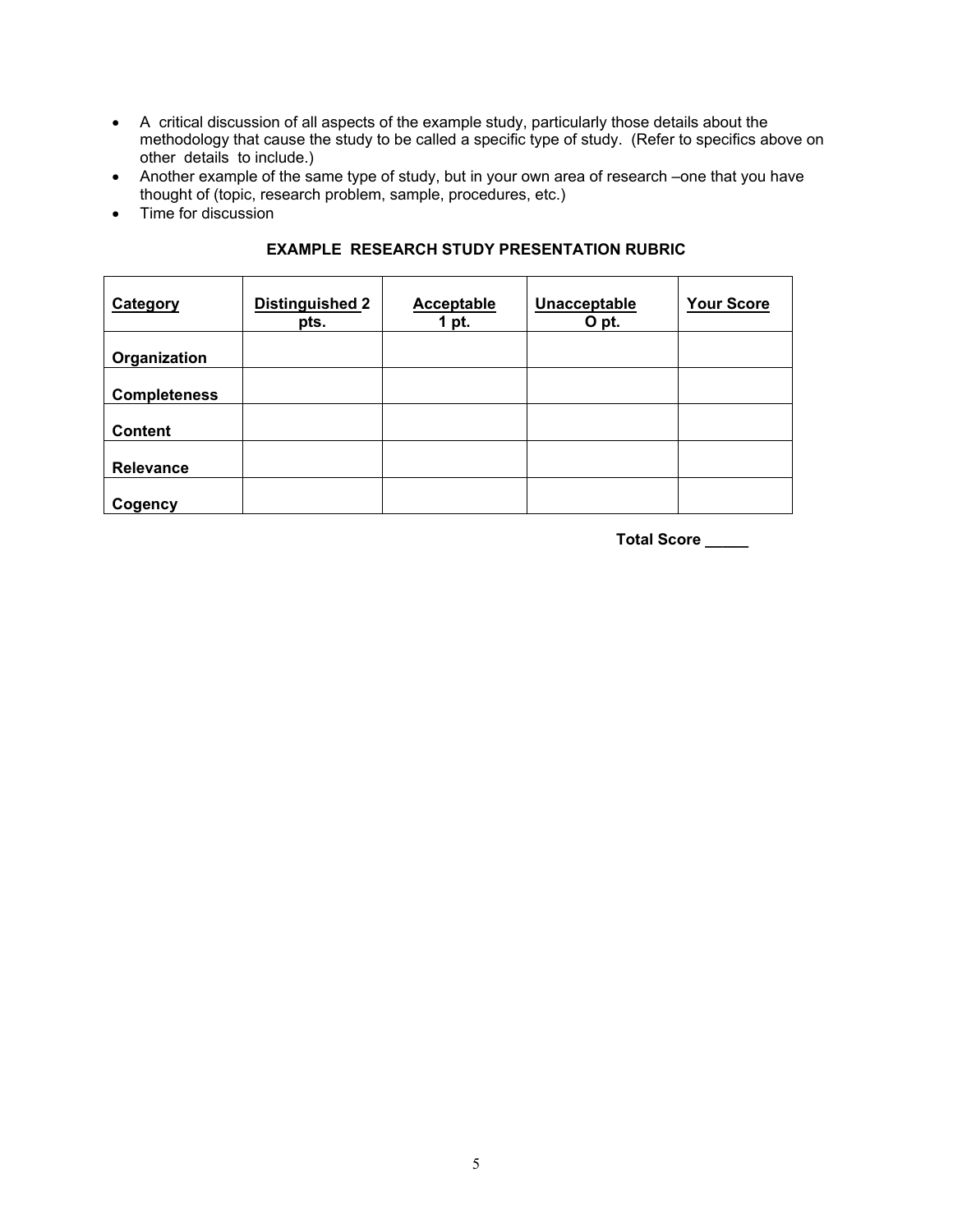- A critical discussion of all aspects of the example study, particularly those details about the methodology that cause the study to be called a specific type of study. (Refer to specifics above on other details to include.)
- Another example of the same type of study, but in your own area of research –one that you have thought of (topic, research problem, sample, procedures, etc.)
- Time for discussion

**EXAMPLE RESEARCH STUDY PRESENTATION RUBRIC**

| **Category** | **Distinguished 2 pts.** | **Acceptable 1 pt.** | **Unacceptable O pt.** | **Your Score** |
|---|---|---|---|---|
| **Organization** | | | | |
| **Completeness** | | | | |
| **Content** | | | | |
| **Relevance** | | | | |
| **Cogency** | | | | |

**Total Score _____**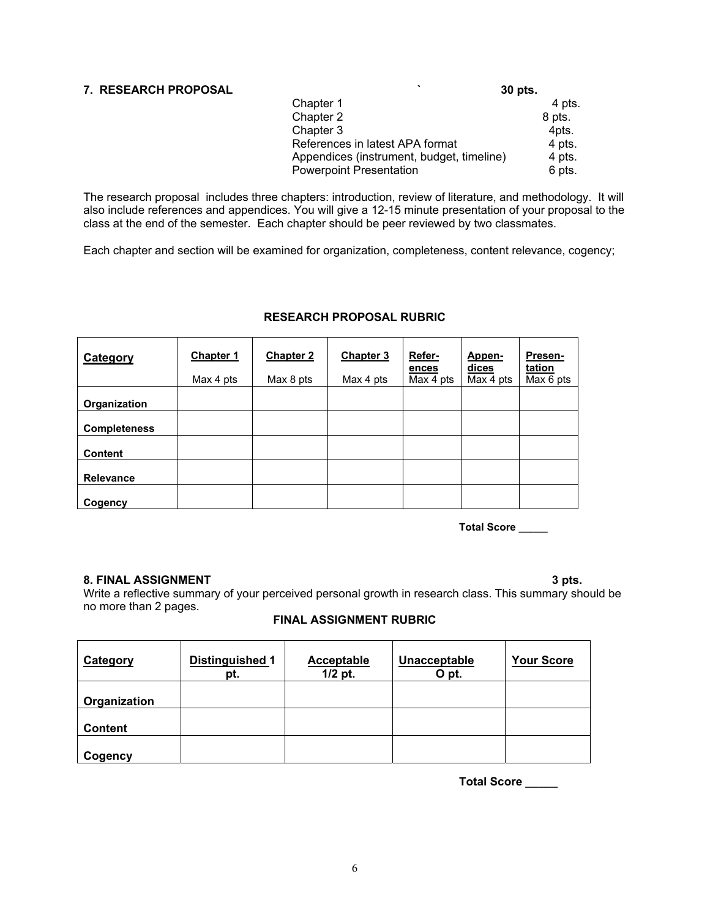**7. RESEARCH PROPOSAL** ` **30 pts.**

| | |
|---|---|
| Chapter 1 | 4 pts. |
| Chapter 2 | 8 pts. |
| Chapter 3 | 4pts. |
| References in latest APA format | 4 pts. |
| Appendices (instrument, budget, timeline) | 4 pts. |
| Powerpoint Presentation | 6 pts. |

The research proposal includes three chapters: introduction, review of literature, and methodology. It will also include references and appendices. You will give a 12-15 minute presentation of your proposal to the class at the end of the semester. Each chapter should be peer reviewed by two classmates.

Each chapter and section will be examined for organization, completeness, content relevance, cogency;

**RESEARCH PROPOSAL RUBRIC**

| Category | Chapter 1 Max 4 pts | Chapter 2 Max 8 pts | Chapter 3 Max 4 pts | References Max 4 pts | Appendices Max 4 pts | Presentation Max 6 pts |
|---|---|---|---|---|---|---|
| **Organization** | | | | | | |
| **Completeness** | | | | | | |
| **Content** | | | | | | |
| **Relevance** | | | | | | |
| **Cogency** | | | | | | |

**Total Score _____**

**8. FINAL ASSIGNMENT** **3 pts.**

Write a reflective summary of your perceived personal growth in research class. This summary should be no more than 2 pages.

**FINAL ASSIGNMENT RUBRIC**

| Category | Distinguished 1 pt. | Acceptable 1/2 pt. | Unacceptable O pt. | Your Score |
|---|---|---|---|---|
| **Organization** | | | | |
| **Content** | | | | |
| **Cogency** | | | | |

**Total Score _____**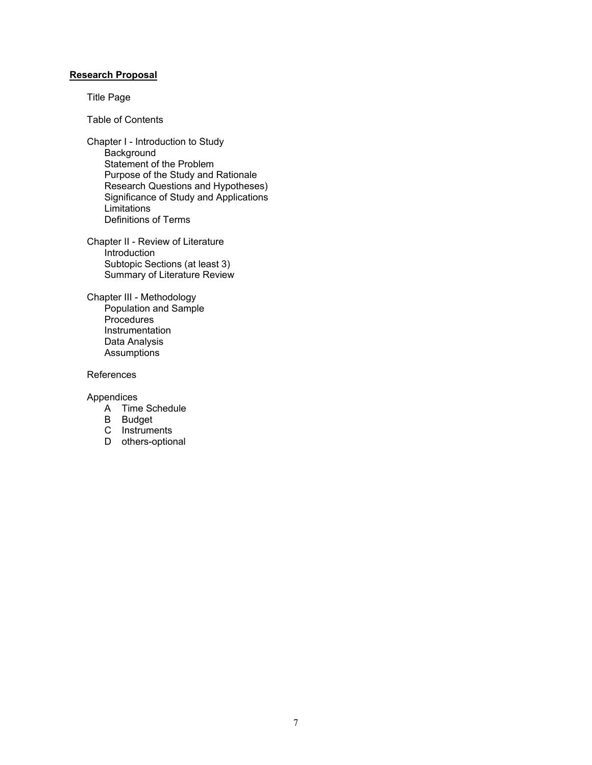**Research Proposal**

Title Page

Table of Contents

Chapter I - Introduction to Study
- Background
- Statement of the Problem
- Purpose of the Study and Rationale
- Research Questions and Hypotheses)
- Significance of Study and Applications
- Limitations
- Definitions of Terms

Chapter II - Review of Literature
- Introduction
- Subtopic Sections (at least 3)
- Summary of Literature Review

Chapter III - Methodology
- Population and Sample
- Procedures
- Instrumentation
- Data Analysis
- Assumptions

References

Appendices
- A Time Schedule
- B Budget
- C Instruments
- D others-optional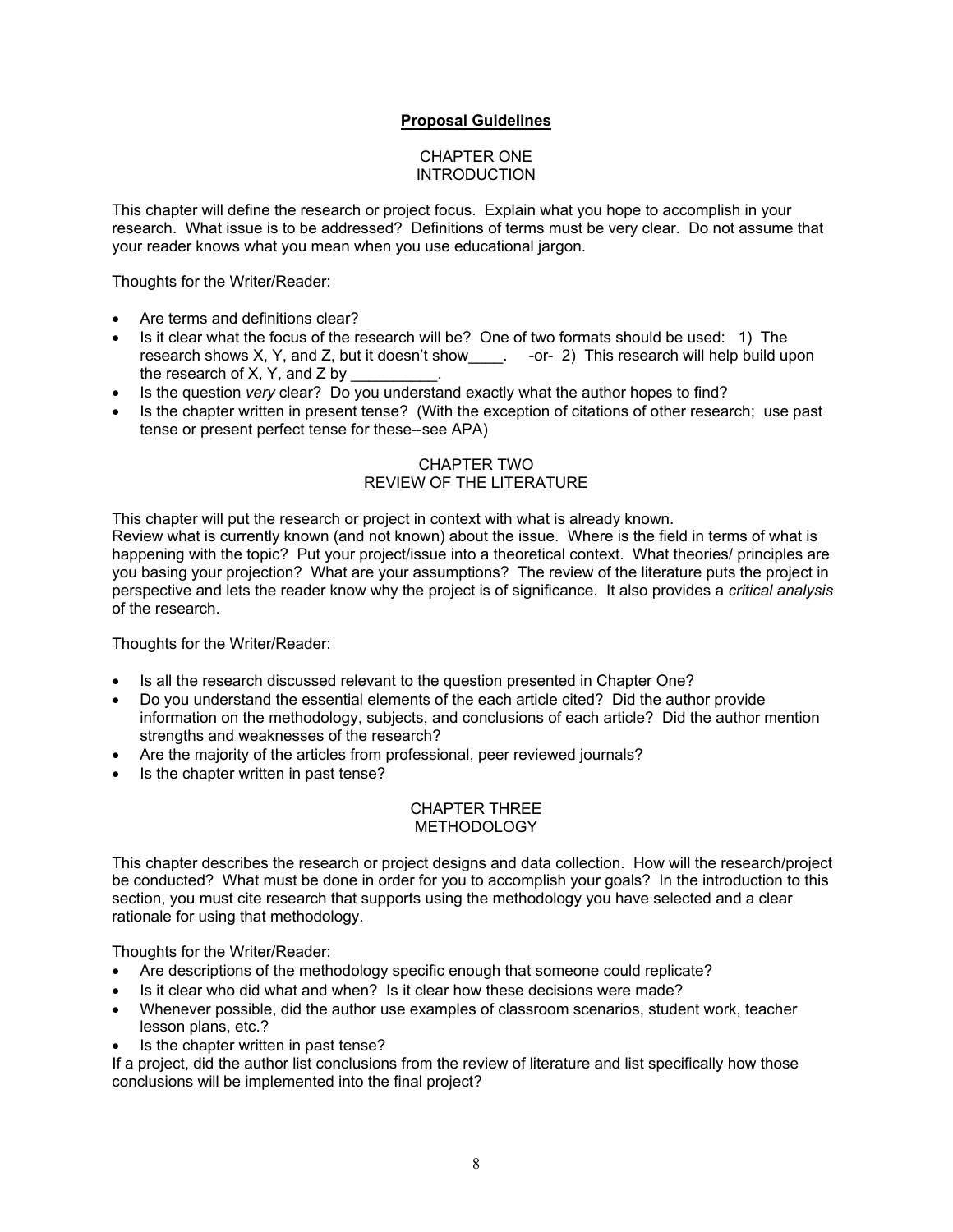## Proposal Guidelines

### CHAPTER ONE
### INTRODUCTION

This chapter will define the research or project focus. Explain what you hope to accomplish in your research. What issue is to be addressed? Definitions of terms must be very clear. Do not assume that your reader knows what you mean when you use educational jargon.

Thoughts for the Writer/Reader:

- Are terms and definitions clear?
- Is it clear what the focus of the research will be? One of two formats should be used: 1) The research shows X, Y, and Z, but it doesn't show____. -or- 2) This research will help build upon the research of X, Y, and Z by __________.
- Is the question *very* clear? Do you understand exactly what the author hopes to find?
- Is the chapter written in present tense? (With the exception of citations of other research; use past tense or present perfect tense for these--see APA)

### CHAPTER TWO
### REVIEW OF THE LITERATURE

This chapter will put the research or project in context with what is already known.
Review what is currently known (and not known) about the issue. Where is the field in terms of what is happening with the topic? Put your project/issue into a theoretical context. What theories/ principles are you basing your projection? What are your assumptions? The review of the literature puts the project in perspective and lets the reader know why the project is of significance. It also provides a *critical analysis* of the research.

Thoughts for the Writer/Reader:

- Is all the research discussed relevant to the question presented in Chapter One?
- Do you understand the essential elements of the each article cited? Did the author provide information on the methodology, subjects, and conclusions of each article? Did the author mention strengths and weaknesses of the research?
- Are the majority of the articles from professional, peer reviewed journals?
- Is the chapter written in past tense?

### CHAPTER THREE
### METHODOLOGY

This chapter describes the research or project designs and data collection. How will the research/project be conducted? What must be done in order for you to accomplish your goals? In the introduction to this section, you must cite research that supports using the methodology you have selected and a clear rationale for using that methodology.

Thoughts for the Writer/Reader:

- Are descriptions of the methodology specific enough that someone could replicate?
- Is it clear who did what and when? Is it clear how these decisions were made?
- Whenever possible, did the author use examples of classroom scenarios, student work, teacher lesson plans, etc.?
- Is the chapter written in past tense?

If a project, did the author list conclusions from the review of literature and list specifically how those conclusions will be implemented into the final project?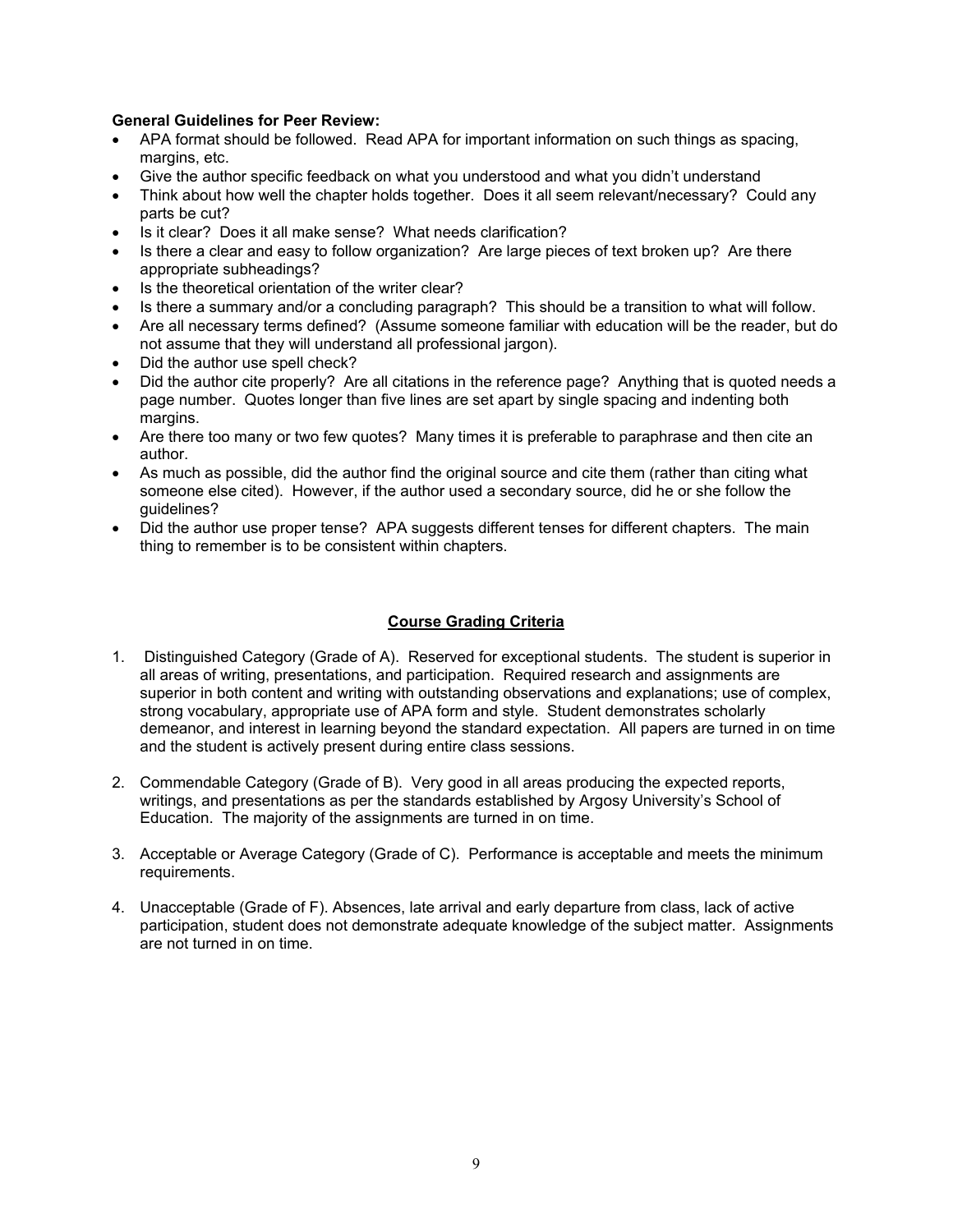**General Guidelines for Peer Review:**

- APA format should be followed. Read APA for important information on such things as spacing, margins, etc.
- Give the author specific feedback on what you understood and what you didn't understand
- Think about how well the chapter holds together. Does it all seem relevant/necessary? Could any parts be cut?
- Is it clear? Does it all make sense? What needs clarification?
- Is there a clear and easy to follow organization? Are large pieces of text broken up? Are there appropriate subheadings?
- Is the theoretical orientation of the writer clear?
- Is there a summary and/or a concluding paragraph? This should be a transition to what will follow.
- Are all necessary terms defined? (Assume someone familiar with education will be the reader, but do not assume that they will understand all professional jargon).
- Did the author use spell check?
- Did the author cite properly? Are all citations in the reference page? Anything that is quoted needs a page number. Quotes longer than five lines are set apart by single spacing and indenting both margins.
- Are there too many or two few quotes? Many times it is preferable to paraphrase and then cite an author.
- As much as possible, did the author find the original source and cite them (rather than citing what someone else cited). However, if the author used a secondary source, did he or she follow the guidelines?
- Did the author use proper tense? APA suggests different tenses for different chapters. The main thing to remember is to be consistent within chapters.

## Course Grading Criteria

1. Distinguished Category (Grade of A). Reserved for exceptional students. The student is superior in all areas of writing, presentations, and participation. Required research and assignments are superior in both content and writing with outstanding observations and explanations; use of complex, strong vocabulary, appropriate use of APA form and style. Student demonstrates scholarly demeanor, and interest in learning beyond the standard expectation. All papers are turned in on time and the student is actively present during entire class sessions.

2. Commendable Category (Grade of B). Very good in all areas producing the expected reports, writings, and presentations as per the standards established by Argosy University's School of Education. The majority of the assignments are turned in on time.

3. Acceptable or Average Category (Grade of C). Performance is acceptable and meets the minimum requirements.

4. Unacceptable (Grade of F). Absences, late arrival and early departure from class, lack of active participation, student does not demonstrate adequate knowledge of the subject matter. Assignments are not turned in on time.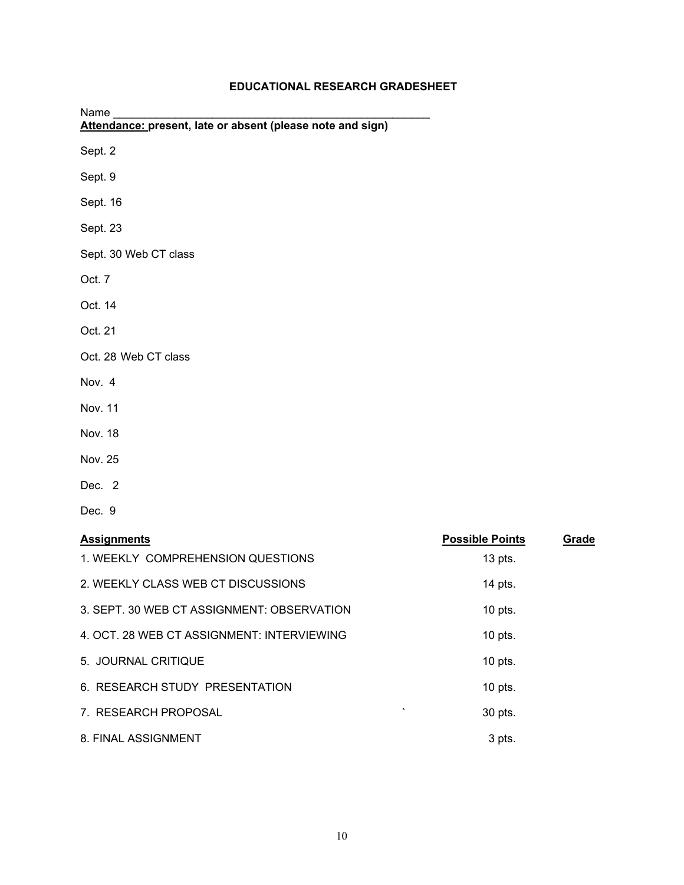# EDUCATIONAL RESEARCH GRADESHEET

Name ____________________________________________________

**Attendance: present, late or absent (please note and sign)**

Sept. 2

Sept. 9

Sept. 16

Sept. 23

Sept. 30 Web CT class

Oct. 7

Oct. 14

Oct. 21

Oct. 28 Web CT class

Nov. 4

Nov. 11

Nov. 18

Nov. 25

Dec. 2

Dec. 9

| **Assignments** | **Possible Points** | **Grade** |
|---|---|---|
| 1. WEEKLY COMPREHENSION QUESTIONS | 13 pts. | |
| 2. WEEKLY CLASS WEB CT DISCUSSIONS | 14 pts. | |
| 3. SEPT. 30 WEB CT ASSIGNMENT: OBSERVATION | 10 pts. | |
| 4. OCT. 28 WEB CT ASSIGNMENT: INTERVIEWING | 10 pts. | |
| 5. JOURNAL CRITIQUE | 10 pts. | |
| 6. RESEARCH STUDY PRESENTATION | 10 pts. | |
| 7. RESEARCH PROPOSAL | 30 pts. | |
| 8. FINAL ASSIGNMENT | 3 pts. | |